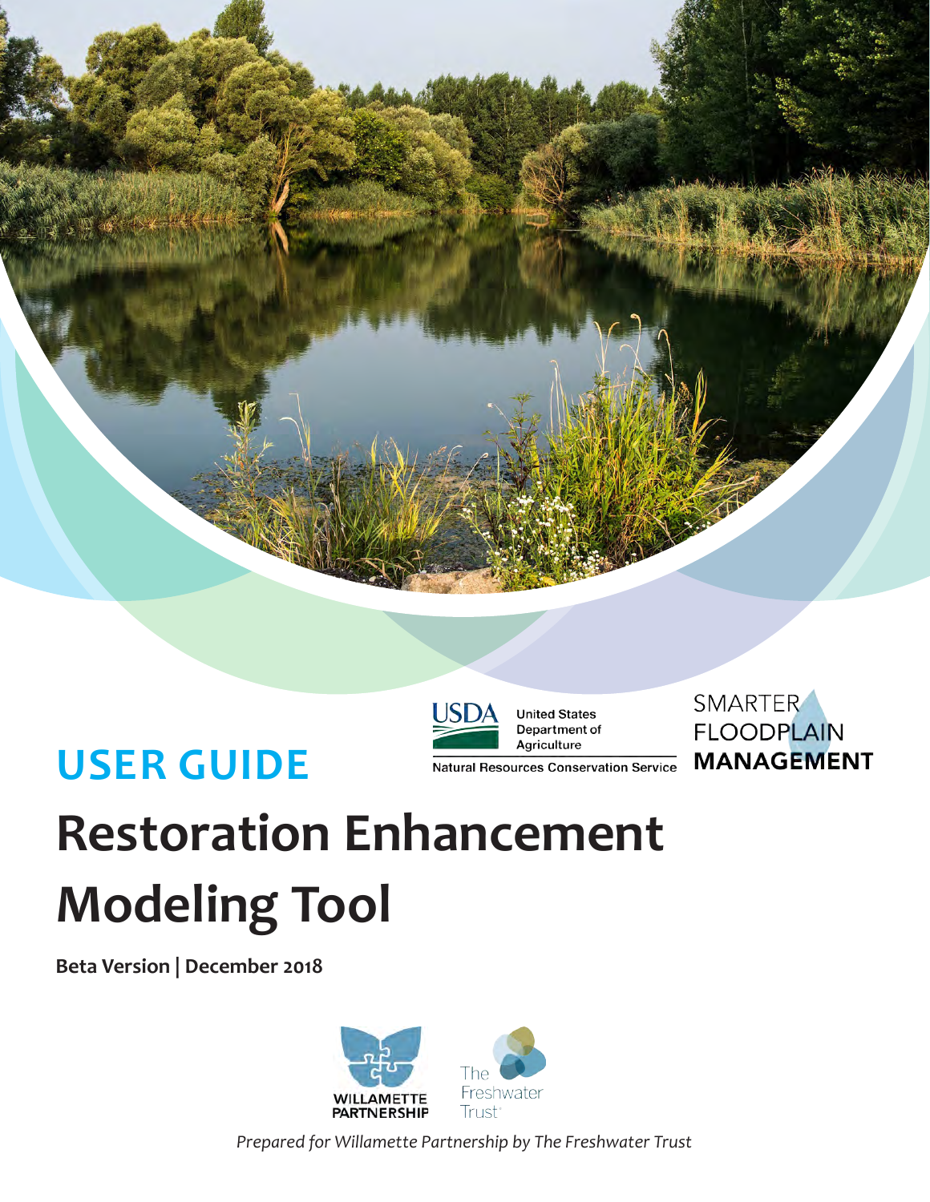United States Department of Agriculture

Natural Resources Conservation Service

SMARTER FLOODPLAIN MANAGEMENT

## USER GUIDE

# Restoration Enhancement Modeling Tool

**Beta Version | December 2018**

WILLAMETTE PARTNERSHIP

The Freshwater Trust

*Prepared for Willamette Partnership by The Freshwater Trust*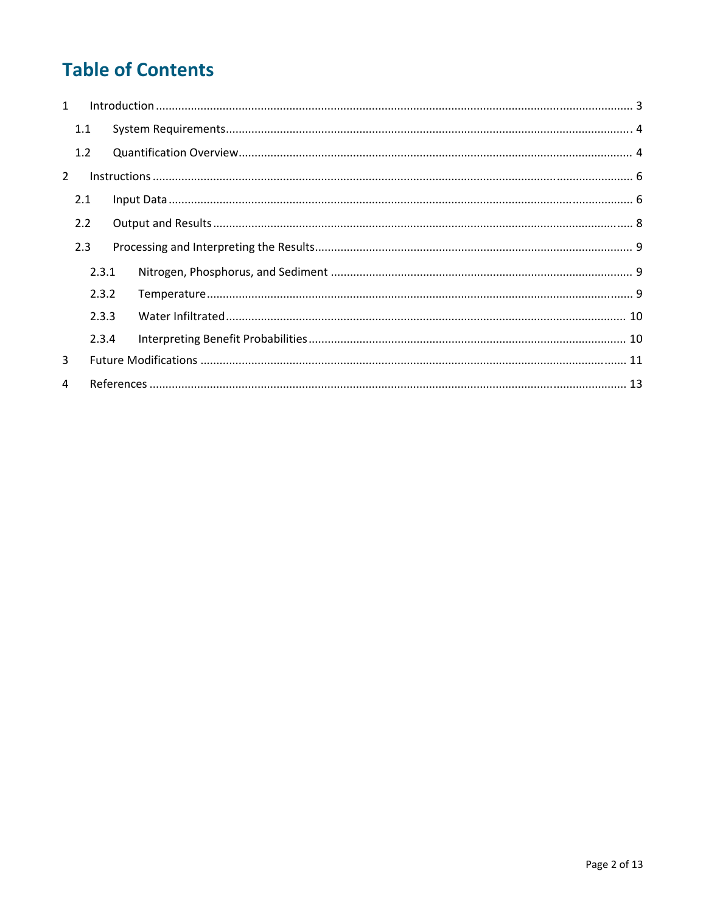# Table of Contents

1 Introduction ... 3

- 1.1 System Requirements ... 4
- 1.2 Quantification Overview ... 4

2 Instructions ... 6

- 2.1 Input Data ... 6
- 2.2 Output and Results ... 8
- 2.3 Processing and Interpreting the Results ... 9
  - 2.3.1 Nitrogen, Phosphorus, and Sediment ... 9
  - 2.3.2 Temperature ... 9
  - 2.3.3 Water Infiltrated ... 10
  - 2.3.4 Interpreting Benefit Probabilities ... 10

3 Future Modifications ... 11

4 References ... 13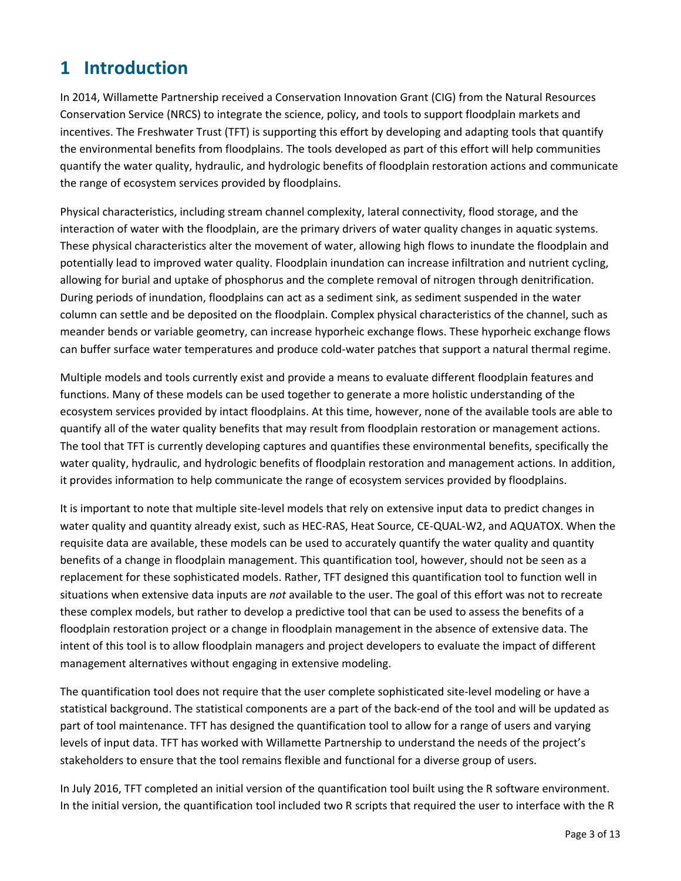# 1 Introduction

In 2014, Willamette Partnership received a Conservation Innovation Grant (CIG) from the Natural Resources Conservation Service (NRCS) to integrate the science, policy, and tools to support floodplain markets and incentives. The Freshwater Trust (TFT) is supporting this effort by developing and adapting tools that quantify the environmental benefits from floodplains. The tools developed as part of this effort will help communities quantify the water quality, hydraulic, and hydrologic benefits of floodplain restoration actions and communicate the range of ecosystem services provided by floodplains.

Physical characteristics, including stream channel complexity, lateral connectivity, flood storage, and the interaction of water with the floodplain, are the primary drivers of water quality changes in aquatic systems. These physical characteristics alter the movement of water, allowing high flows to inundate the floodplain and potentially lead to improved water quality. Floodplain inundation can increase infiltration and nutrient cycling, allowing for burial and uptake of phosphorus and the complete removal of nitrogen through denitrification. During periods of inundation, floodplains can act as a sediment sink, as sediment suspended in the water column can settle and be deposited on the floodplain. Complex physical characteristics of the channel, such as meander bends or variable geometry, can increase hyporheic exchange flows. These hyporheic exchange flows can buffer surface water temperatures and produce cold-water patches that support a natural thermal regime.

Multiple models and tools currently exist and provide a means to evaluate different floodplain features and functions. Many of these models can be used together to generate a more holistic understanding of the ecosystem services provided by intact floodplains. At this time, however, none of the available tools are able to quantify all of the water quality benefits that may result from floodplain restoration or management actions. The tool that TFT is currently developing captures and quantifies these environmental benefits, specifically the water quality, hydraulic, and hydrologic benefits of floodplain restoration and management actions. In addition, it provides information to help communicate the range of ecosystem services provided by floodplains.

It is important to note that multiple site-level models that rely on extensive input data to predict changes in water quality and quantity already exist, such as HEC-RAS, Heat Source, CE-QUAL-W2, and AQUATOX. When the requisite data are available, these models can be used to accurately quantify the water quality and quantity benefits of a change in floodplain management. This quantification tool, however, should not be seen as a replacement for these sophisticated models. Rather, TFT designed this quantification tool to function well in situations when extensive data inputs are *not* available to the user. The goal of this effort was not to recreate these complex models, but rather to develop a predictive tool that can be used to assess the benefits of a floodplain restoration project or a change in floodplain management in the absence of extensive data. The intent of this tool is to allow floodplain managers and project developers to evaluate the impact of different management alternatives without engaging in extensive modeling.

The quantification tool does not require that the user complete sophisticated site-level modeling or have a statistical background. The statistical components are a part of the back-end of the tool and will be updated as part of tool maintenance. TFT has designed the quantification tool to allow for a range of users and varying levels of input data. TFT has worked with Willamette Partnership to understand the needs of the project's stakeholders to ensure that the tool remains flexible and functional for a diverse group of users.

In July 2016, TFT completed an initial version of the quantification tool built using the R software environment. In the initial version, the quantification tool included two R scripts that required the user to interface with the R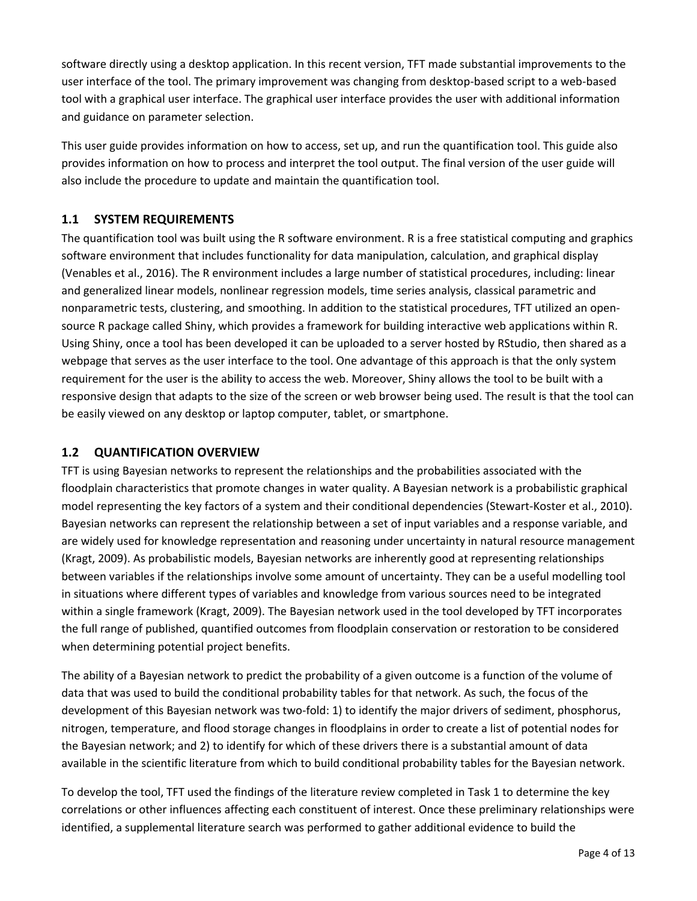software directly using a desktop application. In this recent version, TFT made substantial improvements to the user interface of the tool. The primary improvement was changing from desktop-based script to a web-based tool with a graphical user interface. The graphical user interface provides the user with additional information and guidance on parameter selection.

This user guide provides information on how to access, set up, and run the quantification tool. This guide also provides information on how to process and interpret the tool output. The final version of the user guide will also include the procedure to update and maintain the quantification tool.

## 1.1 SYSTEM REQUIREMENTS

The quantification tool was built using the R software environment. R is a free statistical computing and graphics software environment that includes functionality for data manipulation, calculation, and graphical display (Venables et al., 2016). The R environment includes a large number of statistical procedures, including: linear and generalized linear models, nonlinear regression models, time series analysis, classical parametric and nonparametric tests, clustering, and smoothing. In addition to the statistical procedures, TFT utilized an open-source R package called Shiny, which provides a framework for building interactive web applications within R. Using Shiny, once a tool has been developed it can be uploaded to a server hosted by RStudio, then shared as a webpage that serves as the user interface to the tool. One advantage of this approach is that the only system requirement for the user is the ability to access the web. Moreover, Shiny allows the tool to be built with a responsive design that adapts to the size of the screen or web browser being used. The result is that the tool can be easily viewed on any desktop or laptop computer, tablet, or smartphone.

## 1.2 QUANTIFICATION OVERVIEW

TFT is using Bayesian networks to represent the relationships and the probabilities associated with the floodplain characteristics that promote changes in water quality. A Bayesian network is a probabilistic graphical model representing the key factors of a system and their conditional dependencies (Stewart-Koster et al., 2010). Bayesian networks can represent the relationship between a set of input variables and a response variable, and are widely used for knowledge representation and reasoning under uncertainty in natural resource management (Kragt, 2009). As probabilistic models, Bayesian networks are inherently good at representing relationships between variables if the relationships involve some amount of uncertainty. They can be a useful modelling tool in situations where different types of variables and knowledge from various sources need to be integrated within a single framework (Kragt, 2009). The Bayesian network used in the tool developed by TFT incorporates the full range of published, quantified outcomes from floodplain conservation or restoration to be considered when determining potential project benefits.

The ability of a Bayesian network to predict the probability of a given outcome is a function of the volume of data that was used to build the conditional probability tables for that network. As such, the focus of the development of this Bayesian network was two-fold: 1) to identify the major drivers of sediment, phosphorus, nitrogen, temperature, and flood storage changes in floodplains in order to create a list of potential nodes for the Bayesian network; and 2) to identify for which of these drivers there is a substantial amount of data available in the scientific literature from which to build conditional probability tables for the Bayesian network.

To develop the tool, TFT used the findings of the literature review completed in Task 1 to determine the key correlations or other influences affecting each constituent of interest. Once these preliminary relationships were identified, a supplemental literature search was performed to gather additional evidence to build the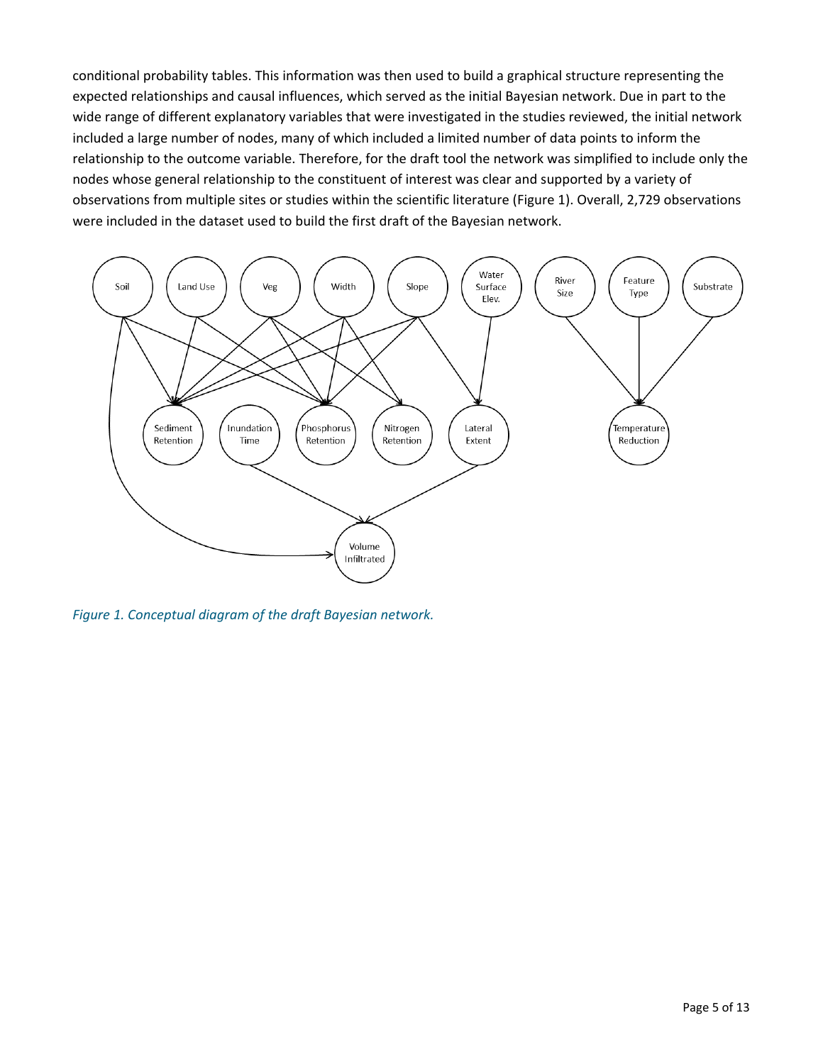conditional probability tables. This information was then used to build a graphical structure representing the expected relationships and causal influences, which served as the initial Bayesian network. Due in part to the wide range of different explanatory variables that were investigated in the studies reviewed, the initial network included a large number of nodes, many of which included a limited number of data points to inform the relationship to the outcome variable. Therefore, for the draft tool the network was simplified to include only the nodes whose general relationship to the constituent of interest was clear and supported by a variety of observations from multiple sites or studies within the scientific literature (Figure 1). Overall, 2,729 observations were included in the dataset used to build the first draft of the Bayesian network.

*Figure 1. Conceptual diagram of the draft Bayesian network.*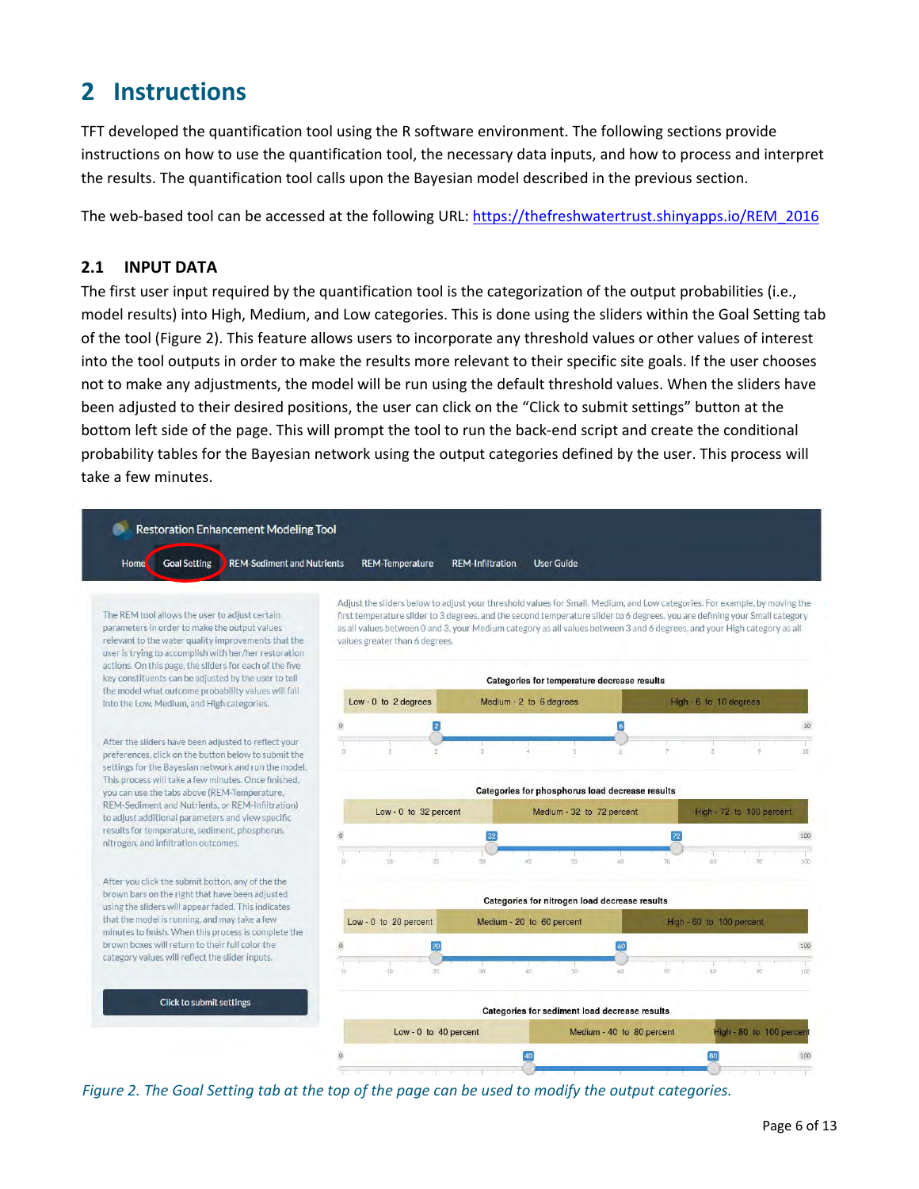# 2 Instructions

TFT developed the quantification tool using the R software environment. The following sections provide instructions on how to use the quantification tool, the necessary data inputs, and how to process and interpret the results. The quantification tool calls upon the Bayesian model described in the previous section.

The web-based tool can be accessed at the following URL: https://thefreshwatertrust.shinyapps.io/REM_2016

## 2.1 INPUT DATA

The first user input required by the quantification tool is the categorization of the output probabilities (i.e., model results) into High, Medium, and Low categories. This is done using the sliders within the Goal Setting tab of the tool (Figure 2). This feature allows users to incorporate any threshold values or other values of interest into the tool outputs in order to make the results more relevant to their specific site goals. If the user chooses not to make any adjustments, the model will be run using the default threshold values. When the sliders have been adjusted to their desired positions, the user can click on the "Click to submit settings" button at the bottom left side of the page. This will prompt the tool to run the back-end script and create the conditional probability tables for the Bayesian network using the output categories defined by the user. This process will take a few minutes.

*Figure 2. The Goal Setting tab at the top of the page can be used to modify the output categories.*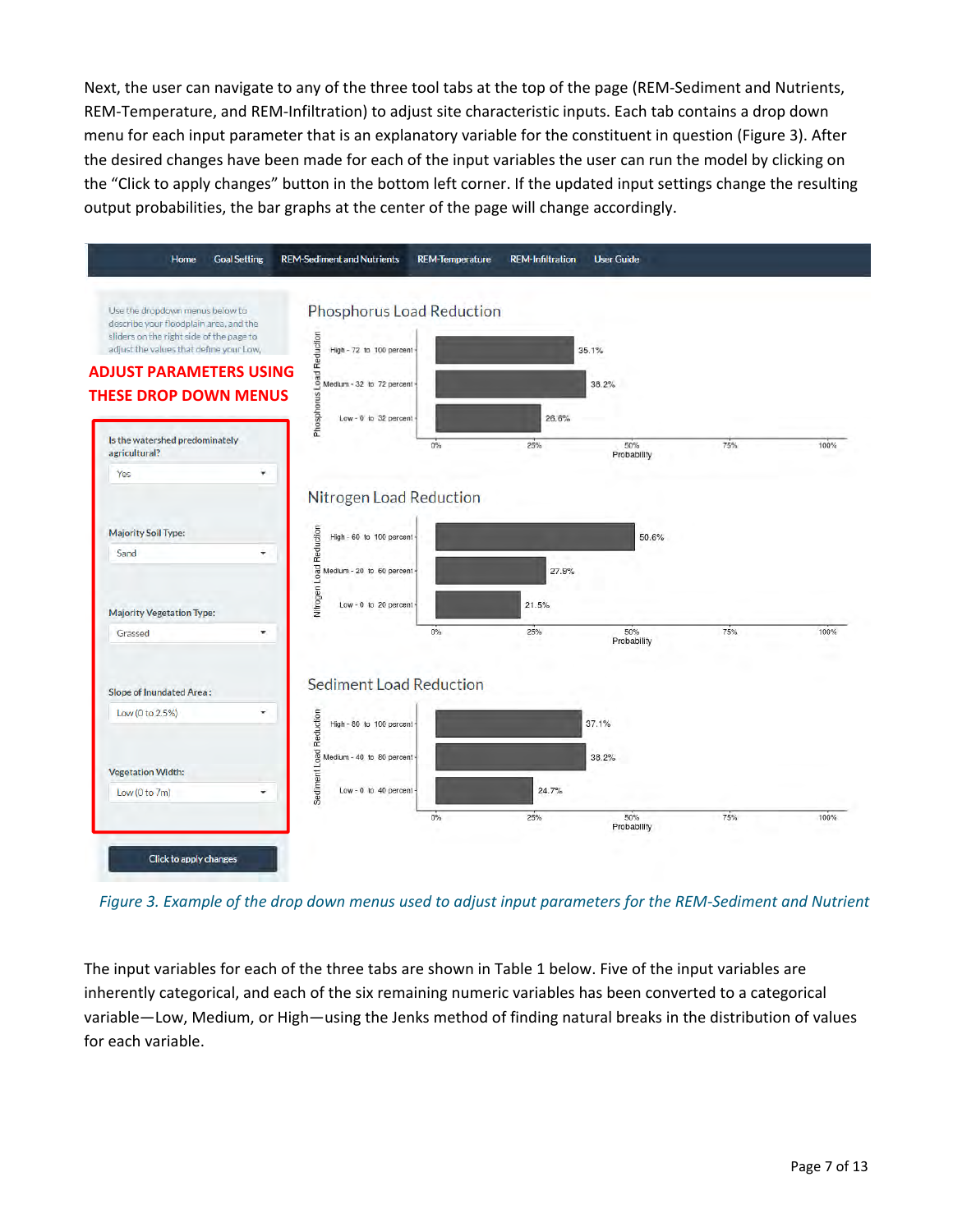Next, the user can navigate to any of the three tool tabs at the top of the page (REM-Sediment and Nutrients, REM-Temperature, and REM-Infiltration) to adjust site characteristic inputs. Each tab contains a drop down menu for each input parameter that is an explanatory variable for the constituent in question (Figure 3). After the desired changes have been made for each of the input variables the user can run the model by clicking on the "Click to apply changes" button in the bottom left corner. If the updated input settings change the resulting output probabilities, the bar graphs at the center of the page will change accordingly.

*Figure 3. Example of the drop down menus used to adjust input parameters for the REM-Sediment and Nutrient*

The input variables for each of the three tabs are shown in Table 1 below. Five of the input variables are inherently categorical, and each of the six remaining numeric variables has been converted to a categorical variable—Low, Medium, or High—using the Jenks method of finding natural breaks in the distribution of values for each variable.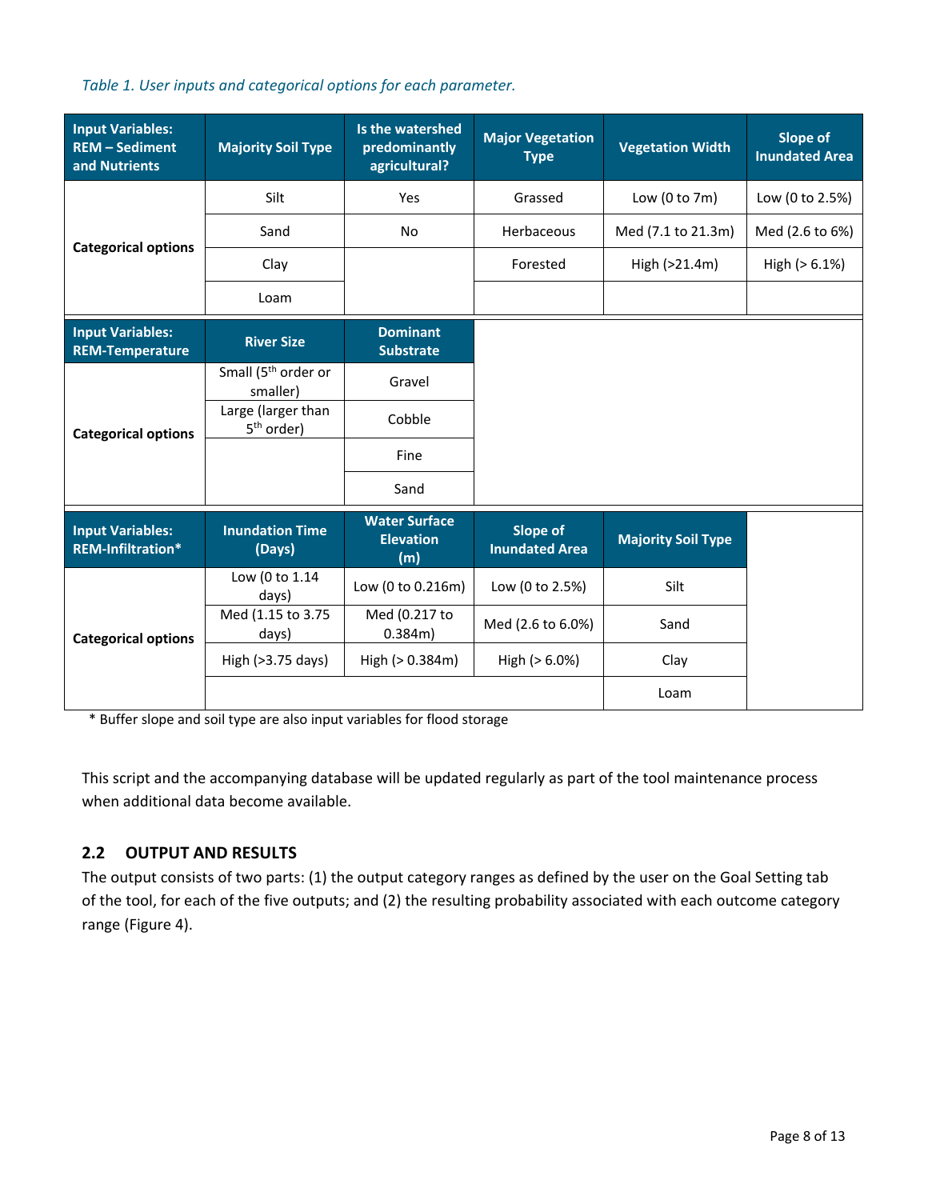*Table 1. User inputs and categorical options for each parameter.*

| Input Variables: REM – Sediment and Nutrients | Majority Soil Type | Is the watershed predominantly agricultural? | Major Vegetation Type | Vegetation Width | Slope of Inundated Area |
|---|---|---|---|---|---|
| Categorical options | Silt | Yes | Grassed | Low (0 to 7m) | Low (0 to 2.5%) |
| | Sand | No | Herbaceous | Med (7.1 to 21.3m) | Med (2.6 to 6%) |
| | Clay | | Forested | High (>21.4m) | High (> 6.1%) |
| | Loam | | | | |

| Input Variables: REM-Temperature | River Size | Dominant Substrate |
|---|---|---|
| Categorical options | Small (5th order or smaller) | Gravel |
| | Large (larger than 5th order) | Cobble |
| | | Fine |
| | | Sand |

| Input Variables: REM-Infiltration* | Inundation Time (Days) | Water Surface Elevation (m) | Slope of Inundated Area | Majority Soil Type |
|---|---|---|---|---|
| Categorical options | Low (0 to 1.14 days) | Low (0 to 0.216m) | Low (0 to 2.5%) | Silt |
| | Med (1.15 to 3.75 days) | Med (0.217 to 0.384m) | Med (2.6 to 6.0%) | Sand |
| | High (>3.75 days) | High (> 0.384m) | High (> 6.0%) | Clay |
| | | | | Loam |

* Buffer slope and soil type are also input variables for flood storage

This script and the accompanying database will be updated regularly as part of the tool maintenance process when additional data become available.

## 2.2 OUTPUT AND RESULTS

The output consists of two parts: (1) the output category ranges as defined by the user on the Goal Setting tab of the tool, for each of the five outputs; and (2) the resulting probability associated with each outcome category range (Figure 4).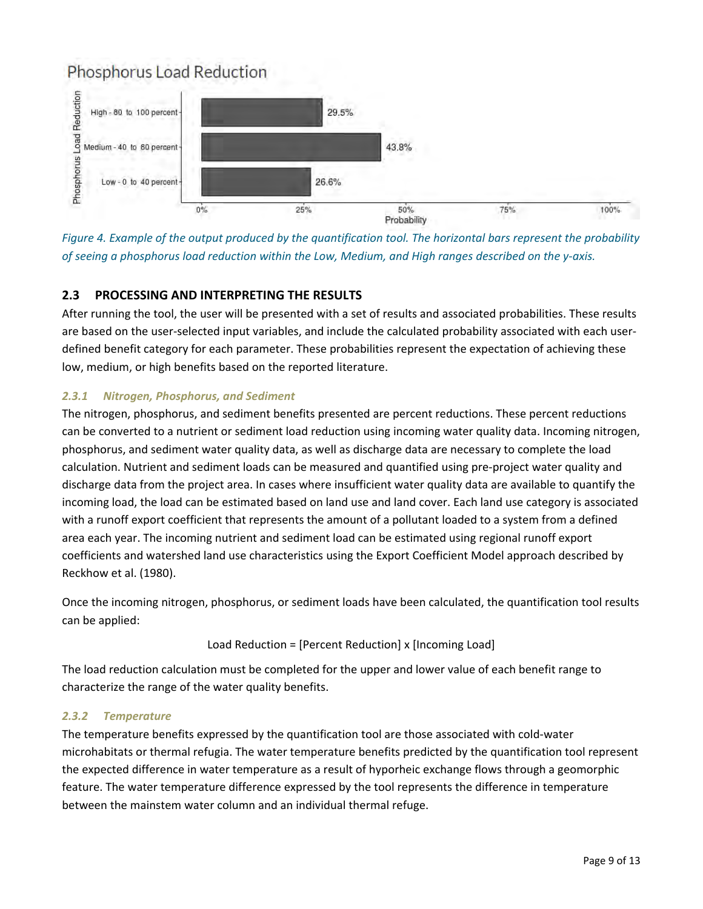Phosphorus Load Reduction

| Phosphorus Load Reduction | Probability |
| --- | --- |
| High - 80 to 100 percent | 29.5% |
| Medium - 40 to 80 percent | 43.8% |
| Low - 0 to 40 percent | 26.6% |

*Figure 4. Example of the output produced by the quantification tool. The horizontal bars represent the probability of seeing a phosphorus load reduction within the Low, Medium, and High ranges described on the y-axis.*

## 2.3 PROCESSING AND INTERPRETING THE RESULTS

After running the tool, the user will be presented with a set of results and associated probabilities. These results are based on the user-selected input variables, and include the calculated probability associated with each user-defined benefit category for each parameter. These probabilities represent the expectation of achieving these low, medium, or high benefits based on the reported literature.

### *2.3.1 Nitrogen, Phosphorus, and Sediment*

The nitrogen, phosphorus, and sediment benefits presented are percent reductions. These percent reductions can be converted to a nutrient or sediment load reduction using incoming water quality data. Incoming nitrogen, phosphorus, and sediment water quality data, as well as discharge data are necessary to complete the load calculation. Nutrient and sediment loads can be measured and quantified using pre-project water quality and discharge data from the project area. In cases where insufficient water quality data are available to quantify the incoming load, the load can be estimated based on land use and land cover. Each land use category is associated with a runoff export coefficient that represents the amount of a pollutant loaded to a system from a defined area each year. The incoming nutrient and sediment load can be estimated using regional runoff export coefficients and watershed land use characteristics using the Export Coefficient Model approach described by Reckhow et al. (1980).

Once the incoming nitrogen, phosphorus, or sediment loads have been calculated, the quantification tool results can be applied:

$$\text{Load Reduction} = [\text{Percent Reduction}] \times [\text{Incoming Load}]$$

The load reduction calculation must be completed for the upper and lower value of each benefit range to characterize the range of the water quality benefits.

### *2.3.2 Temperature*

The temperature benefits expressed by the quantification tool are those associated with cold-water microhabitats or thermal refugia. The water temperature benefits predicted by the quantification tool represent the expected difference in water temperature as a result of hyporheic exchange flows through a geomorphic feature. The water temperature difference expressed by the tool represents the difference in temperature between the mainstem water column and an individual thermal refuge.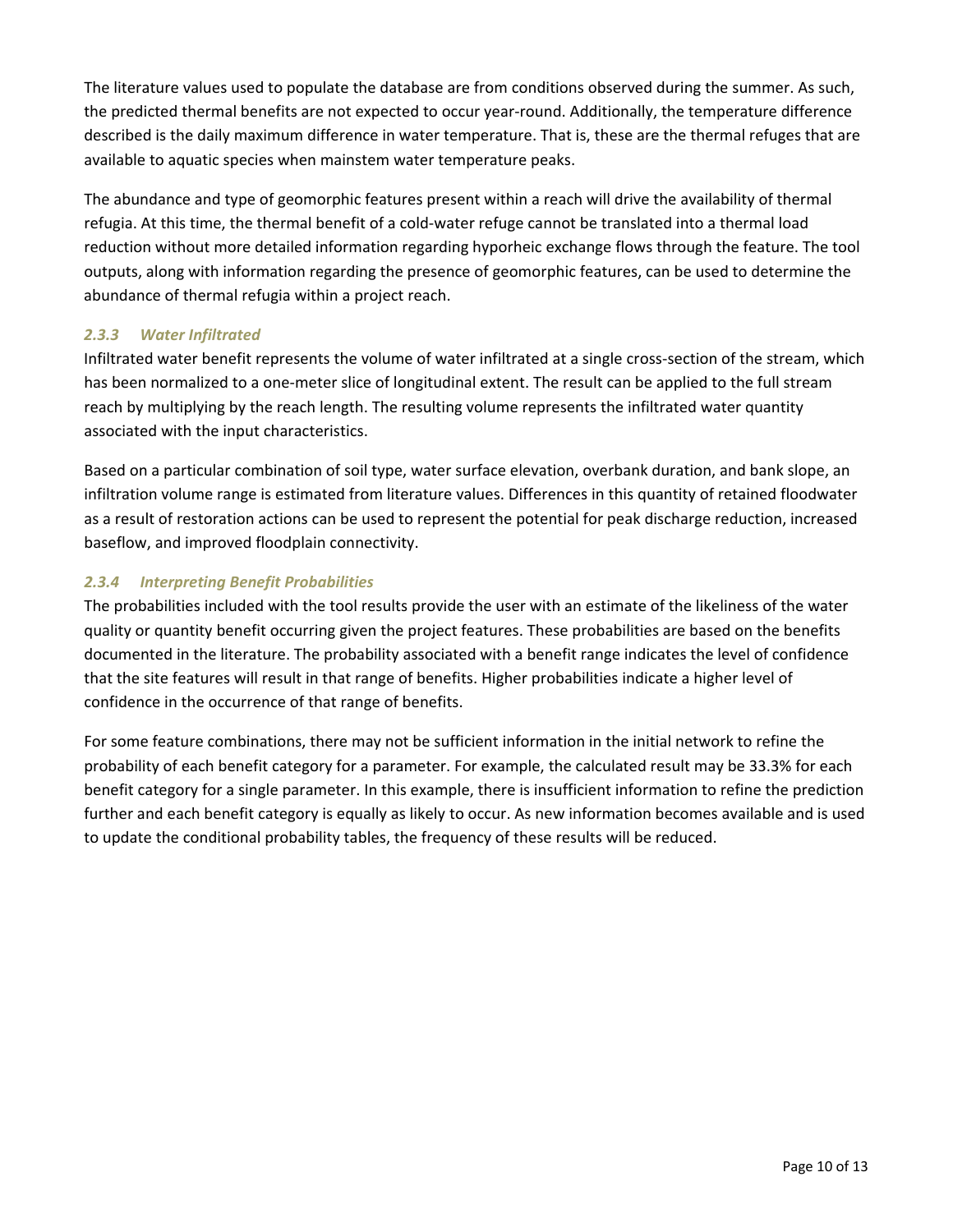The literature values used to populate the database are from conditions observed during the summer. As such, the predicted thermal benefits are not expected to occur year-round. Additionally, the temperature difference described is the daily maximum difference in water temperature. That is, these are the thermal refuges that are available to aquatic species when mainstem water temperature peaks.

The abundance and type of geomorphic features present within a reach will drive the availability of thermal refugia. At this time, the thermal benefit of a cold-water refuge cannot be translated into a thermal load reduction without more detailed information regarding hyporheic exchange flows through the feature. The tool outputs, along with information regarding the presence of geomorphic features, can be used to determine the abundance of thermal refugia within a project reach.

### *2.3.3 Water Infiltrated*

Infiltrated water benefit represents the volume of water infiltrated at a single cross-section of the stream, which has been normalized to a one-meter slice of longitudinal extent. The result can be applied to the full stream reach by multiplying by the reach length. The resulting volume represents the infiltrated water quantity associated with the input characteristics.

Based on a particular combination of soil type, water surface elevation, overbank duration, and bank slope, an infiltration volume range is estimated from literature values. Differences in this quantity of retained floodwater as a result of restoration actions can be used to represent the potential for peak discharge reduction, increased baseflow, and improved floodplain connectivity.

### *2.3.4 Interpreting Benefit Probabilities*

The probabilities included with the tool results provide the user with an estimate of the likeliness of the water quality or quantity benefit occurring given the project features. These probabilities are based on the benefits documented in the literature. The probability associated with a benefit range indicates the level of confidence that the site features will result in that range of benefits. Higher probabilities indicate a higher level of confidence in the occurrence of that range of benefits.

For some feature combinations, there may not be sufficient information in the initial network to refine the probability of each benefit category for a parameter. For example, the calculated result may be 33.3% for each benefit category for a single parameter. In this example, there is insufficient information to refine the prediction further and each benefit category is equally as likely to occur. As new information becomes available and is used to update the conditional probability tables, the frequency of these results will be reduced.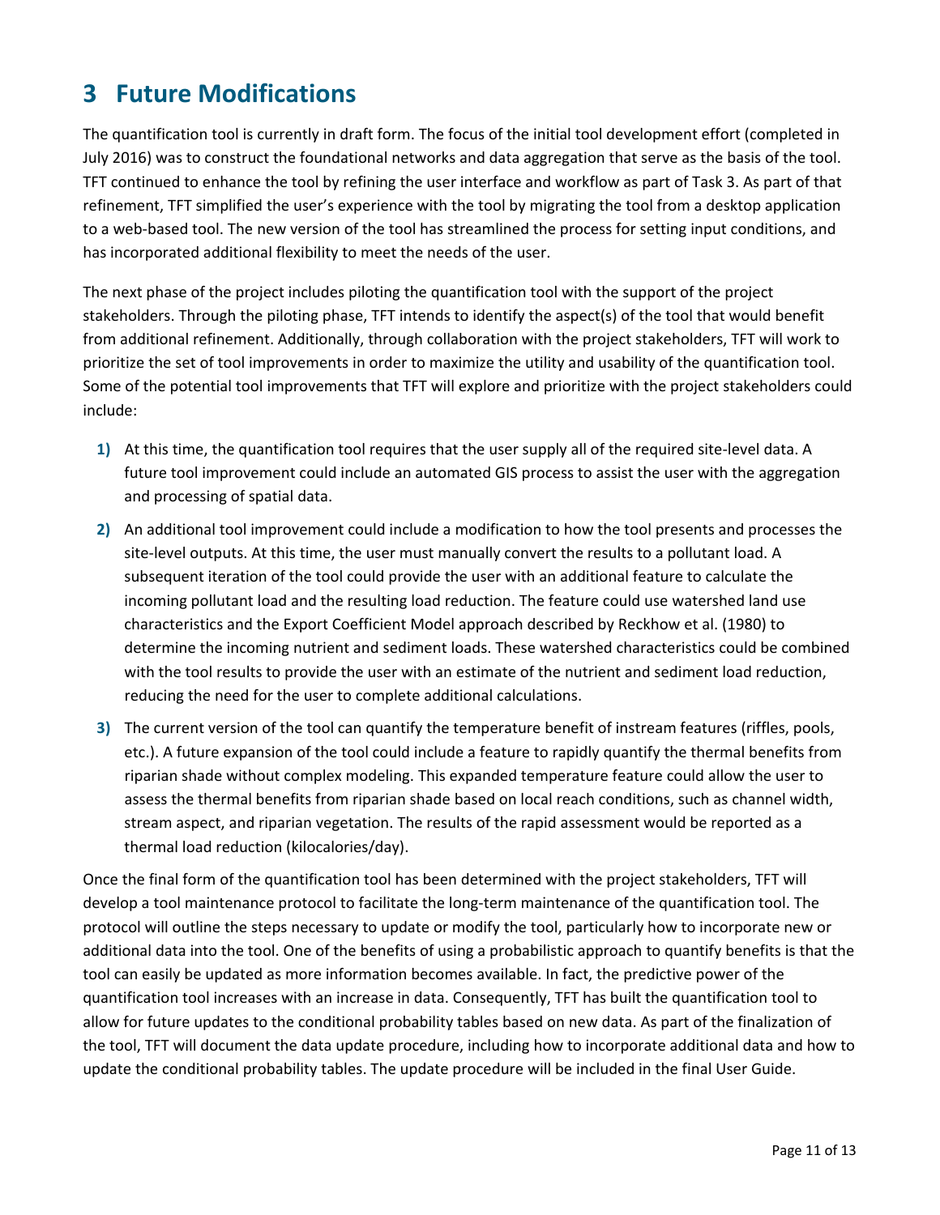# 3 Future Modifications

The quantification tool is currently in draft form. The focus of the initial tool development effort (completed in July 2016) was to construct the foundational networks and data aggregation that serve as the basis of the tool. TFT continued to enhance the tool by refining the user interface and workflow as part of Task 3. As part of that refinement, TFT simplified the user's experience with the tool by migrating the tool from a desktop application to a web-based tool. The new version of the tool has streamlined the process for setting input conditions, and has incorporated additional flexibility to meet the needs of the user.

The next phase of the project includes piloting the quantification tool with the support of the project stakeholders. Through the piloting phase, TFT intends to identify the aspect(s) of the tool that would benefit from additional refinement. Additionally, through collaboration with the project stakeholders, TFT will work to prioritize the set of tool improvements in order to maximize the utility and usability of the quantification tool. Some of the potential tool improvements that TFT will explore and prioritize with the project stakeholders could include:

1) At this time, the quantification tool requires that the user supply all of the required site-level data. A future tool improvement could include an automated GIS process to assist the user with the aggregation and processing of spatial data.
2) An additional tool improvement could include a modification to how the tool presents and processes the site-level outputs. At this time, the user must manually convert the results to a pollutant load. A subsequent iteration of the tool could provide the user with an additional feature to calculate the incoming pollutant load and the resulting load reduction. The feature could use watershed land use characteristics and the Export Coefficient Model approach described by Reckhow et al. (1980) to determine the incoming nutrient and sediment loads. These watershed characteristics could be combined with the tool results to provide the user with an estimate of the nutrient and sediment load reduction, reducing the need for the user to complete additional calculations.
3) The current version of the tool can quantify the temperature benefit of instream features (riffles, pools, etc.). A future expansion of the tool could include a feature to rapidly quantify the thermal benefits from riparian shade without complex modeling. This expanded temperature feature could allow the user to assess the thermal benefits from riparian shade based on local reach conditions, such as channel width, stream aspect, and riparian vegetation. The results of the rapid assessment would be reported as a thermal load reduction (kilocalories/day).

Once the final form of the quantification tool has been determined with the project stakeholders, TFT will develop a tool maintenance protocol to facilitate the long-term maintenance of the quantification tool. The protocol will outline the steps necessary to update or modify the tool, particularly how to incorporate new or additional data into the tool. One of the benefits of using a probabilistic approach to quantify benefits is that the tool can easily be updated as more information becomes available. In fact, the predictive power of the quantification tool increases with an increase in data. Consequently, TFT has built the quantification tool to allow for future updates to the conditional probability tables based on new data. As part of the finalization of the tool, TFT will document the data update procedure, including how to incorporate additional data and how to update the conditional probability tables. The update procedure will be included in the final User Guide.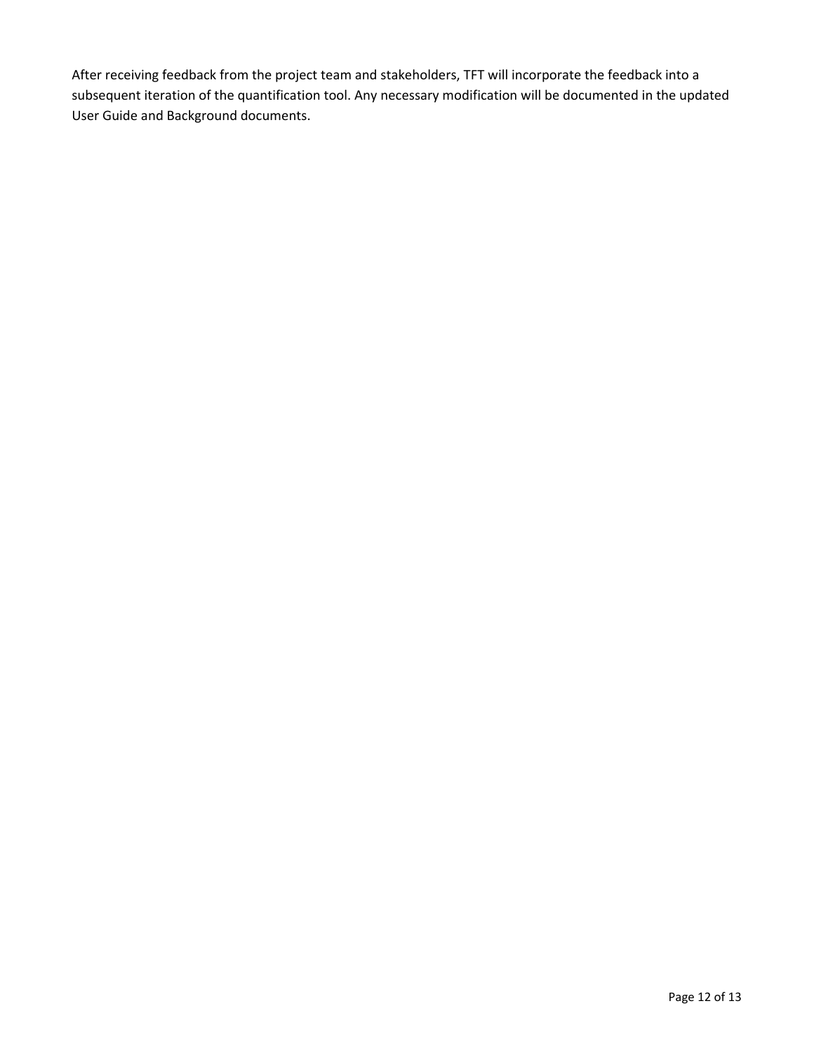After receiving feedback from the project team and stakeholders, TFT will incorporate the feedback into a subsequent iteration of the quantification tool. Any necessary modification will be documented in the updated User Guide and Background documents.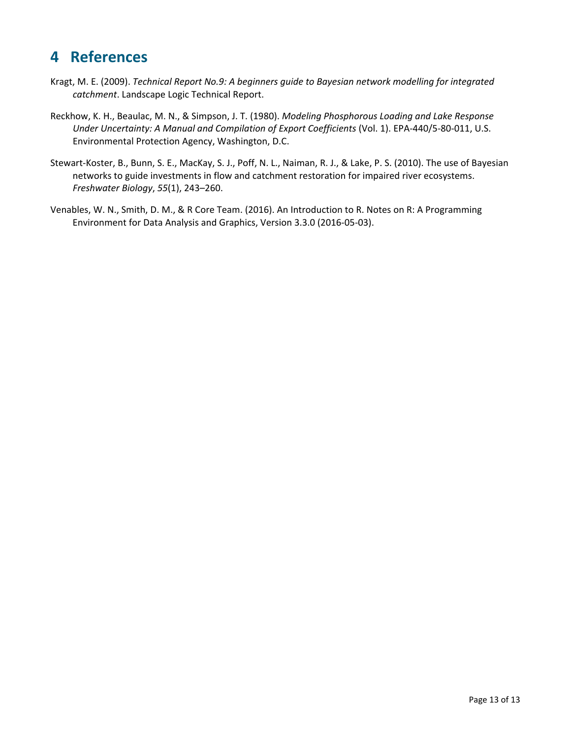# 4 References

Kragt, M. E. (2009). *Technical Report No.9: A beginners guide to Bayesian network modelling for integrated catchment*. Landscape Logic Technical Report.

Reckhow, K. H., Beaulac, M. N., & Simpson, J. T. (1980). *Modeling Phosphorous Loading and Lake Response Under Uncertainty: A Manual and Compilation of Export Coefficients* (Vol. 1). EPA-440/5-80-011, U.S. Environmental Protection Agency, Washington, D.C.

Stewart-Koster, B., Bunn, S. E., MacKay, S. J., Poff, N. L., Naiman, R. J., & Lake, P. S. (2010). The use of Bayesian networks to guide investments in flow and catchment restoration for impaired river ecosystems. *Freshwater Biology*, *55*(1), 243–260.

Venables, W. N., Smith, D. M., & R Core Team. (2016). An Introduction to R. Notes on R: A Programming Environment for Data Analysis and Graphics, Version 3.3.0 (2016-05-03).